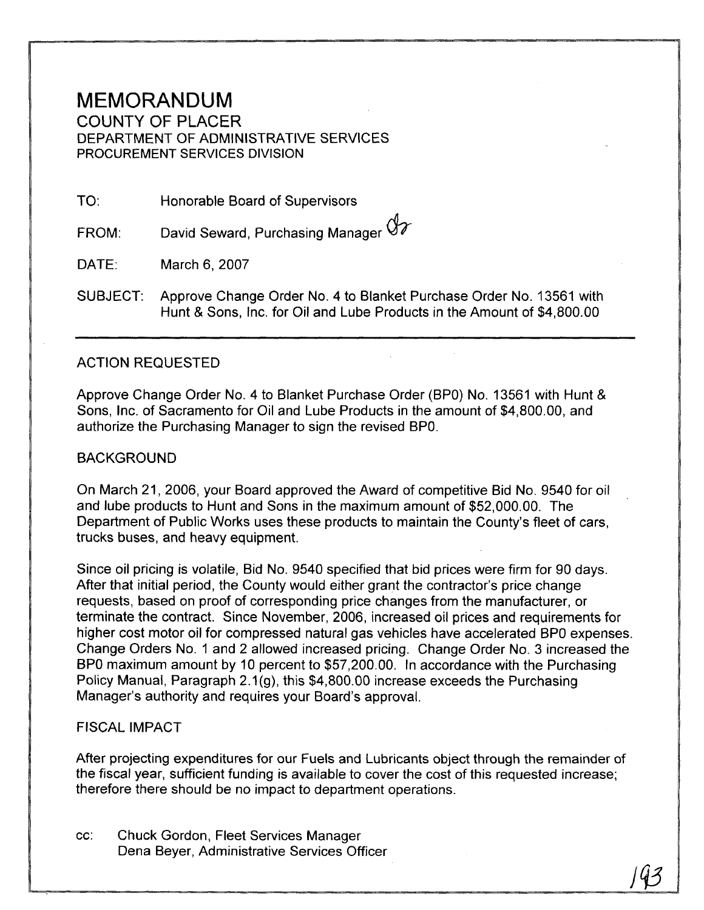# MEMORANDUM

COUNTY OF PLACER
DEPARTMENT OF ADMINISTRATIVE SERVICES
PROCUREMENT SERVICES DIVISION

TO: Honorable Board of Supervisors

FROM: David Seward, Purchasing Manager

DATE: March 6, 2007

SUBJECT: Approve Change Order No. 4 to Blanket Purchase Order No. 13561 with Hunt & Sons, Inc. for Oil and Lube Products in the Amount of $4,800.00

---

## ACTION REQUESTED

Approve Change Order No. 4 to Blanket Purchase Order (BPO) No. 13561 with Hunt & Sons, Inc. of Sacramento for Oil and Lube Products in the amount of $4,800.00, and authorize the Purchasing Manager to sign the revised BPO.

## BACKGROUND

On March 21, 2006, your Board approved the Award of competitive Bid No. 9540 for oil and lube products to Hunt and Sons in the maximum amount of $52,000.00. The Department of Public Works uses these products to maintain the County's fleet of cars, trucks buses, and heavy equipment.

Since oil pricing is volatile, Bid No. 9540 specified that bid prices were firm for 90 days. After that initial period, the County would either grant the contractor's price change requests, based on proof of corresponding price changes from the manufacturer, or terminate the contract. Since November, 2006, increased oil prices and requirements for higher cost motor oil for compressed natural gas vehicles have accelerated BPO expenses. Change Orders No. 1 and 2 allowed increased pricing. Change Order No. 3 increased the BPO maximum amount by 10 percent to $57,200.00. In accordance with the Purchasing Policy Manual, Paragraph 2.1(g), this $4,800.00 increase exceeds the Purchasing Manager's authority and requires your Board's approval.

## FISCAL IMPACT

After projecting expenditures for our Fuels and Lubricants object through the remainder of the fiscal year, sufficient funding is available to cover the cost of this requested increase; therefore there should be no impact to department operations.

cc: Chuck Gordon, Fleet Services Manager
Dena Beyer, Administrative Services Officer